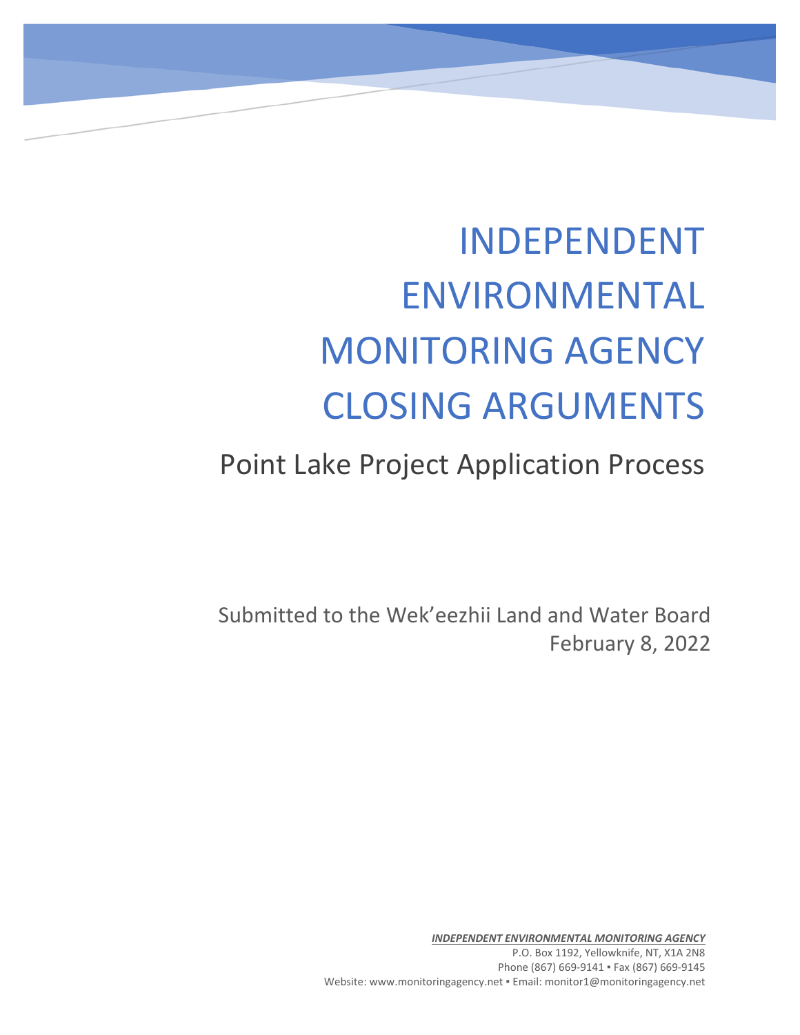# INDEPENDENT ENVIRONMENTAL MONITORING AGENCY CLOSING ARGUMENTS

## Point Lake Project Application Process

Submitted to the Wek'eezhii Land and Water Board
February 8, 2022

***INDEPENDENT ENVIRONMENTAL MONITORING AGENCY***
P.O. Box 1192, Yellowknife, NT, X1A 2N8
Phone (867) 669-9141 ▪ Fax (867) 669-9145
Website: www.monitoringagency.net ▪ Email: monitor1@monitoringagency.net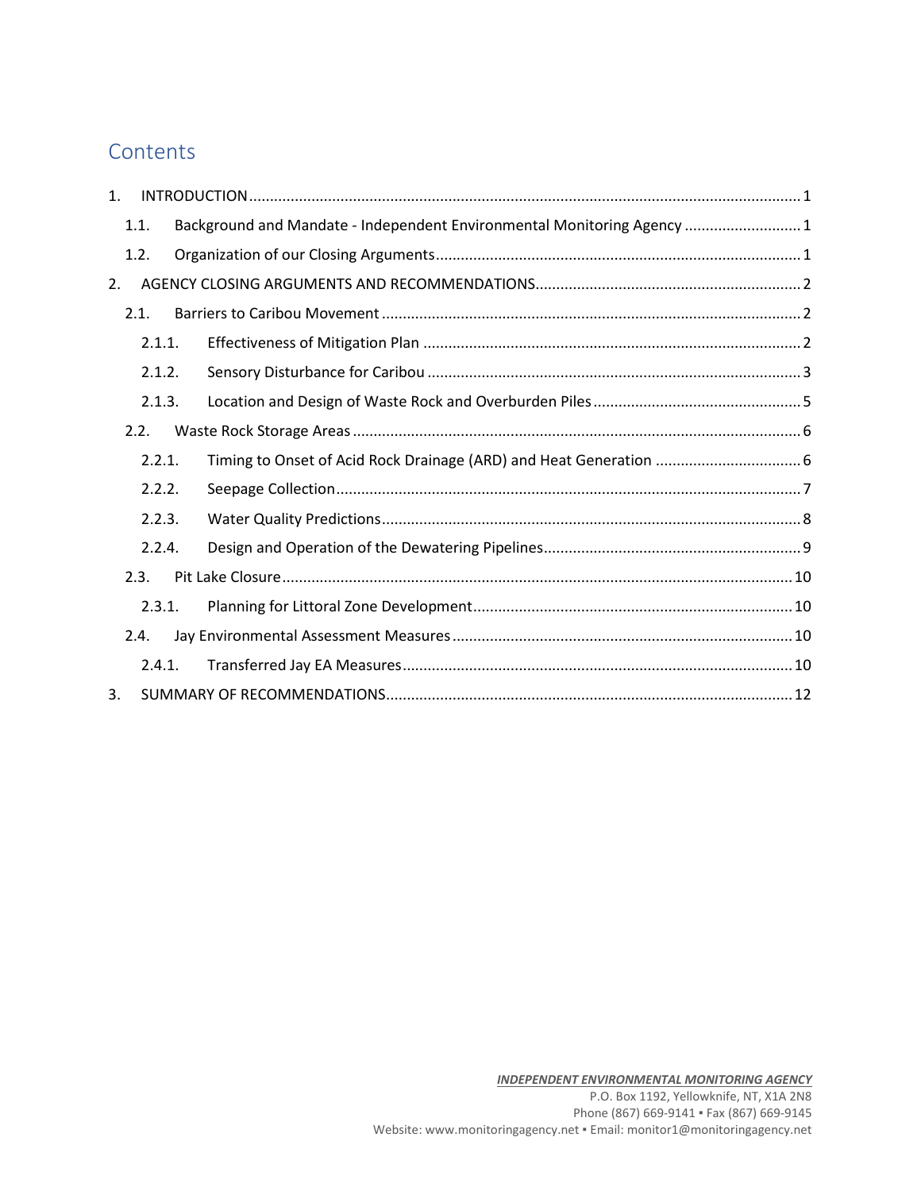# Contents

1. INTRODUCTION ........ 1
   - 1.1. Background and Mandate - Independent Environmental Monitoring Agency ........ 1
   - 1.2. Organization of our Closing Arguments ........ 1
2. AGENCY CLOSING ARGUMENTS AND RECOMMENDATIONS ........ 2
   - 2.1. Barriers to Caribou Movement ........ 2
     - 2.1.1. Effectiveness of Mitigation Plan ........ 2
     - 2.1.2. Sensory Disturbance for Caribou ........ 3
     - 2.1.3. Location and Design of Waste Rock and Overburden Piles ........ 5
   - 2.2. Waste Rock Storage Areas ........ 6
     - 2.2.1. Timing to Onset of Acid Rock Drainage (ARD) and Heat Generation ........ 6
     - 2.2.2. Seepage Collection ........ 7
     - 2.2.3. Water Quality Predictions ........ 8
     - 2.2.4. Design and Operation of the Dewatering Pipelines ........ 9
   - 2.3. Pit Lake Closure ........ 10
     - 2.3.1. Planning for Littoral Zone Development ........ 10
   - 2.4. Jay Environmental Assessment Measures ........ 10
     - 2.4.1. Transferred Jay EA Measures ........ 10
3. SUMMARY OF RECOMMENDATIONS ........ 12

***INDEPENDENT ENVIRONMENTAL MONITORING AGENCY***
P.O. Box 1192, Yellowknife, NT, X1A 2N8
Phone (867) 669-9141 ▪ Fax (867) 669-9145
Website: www.monitoringagency.net ▪ Email: monitor1@monitoringagency.net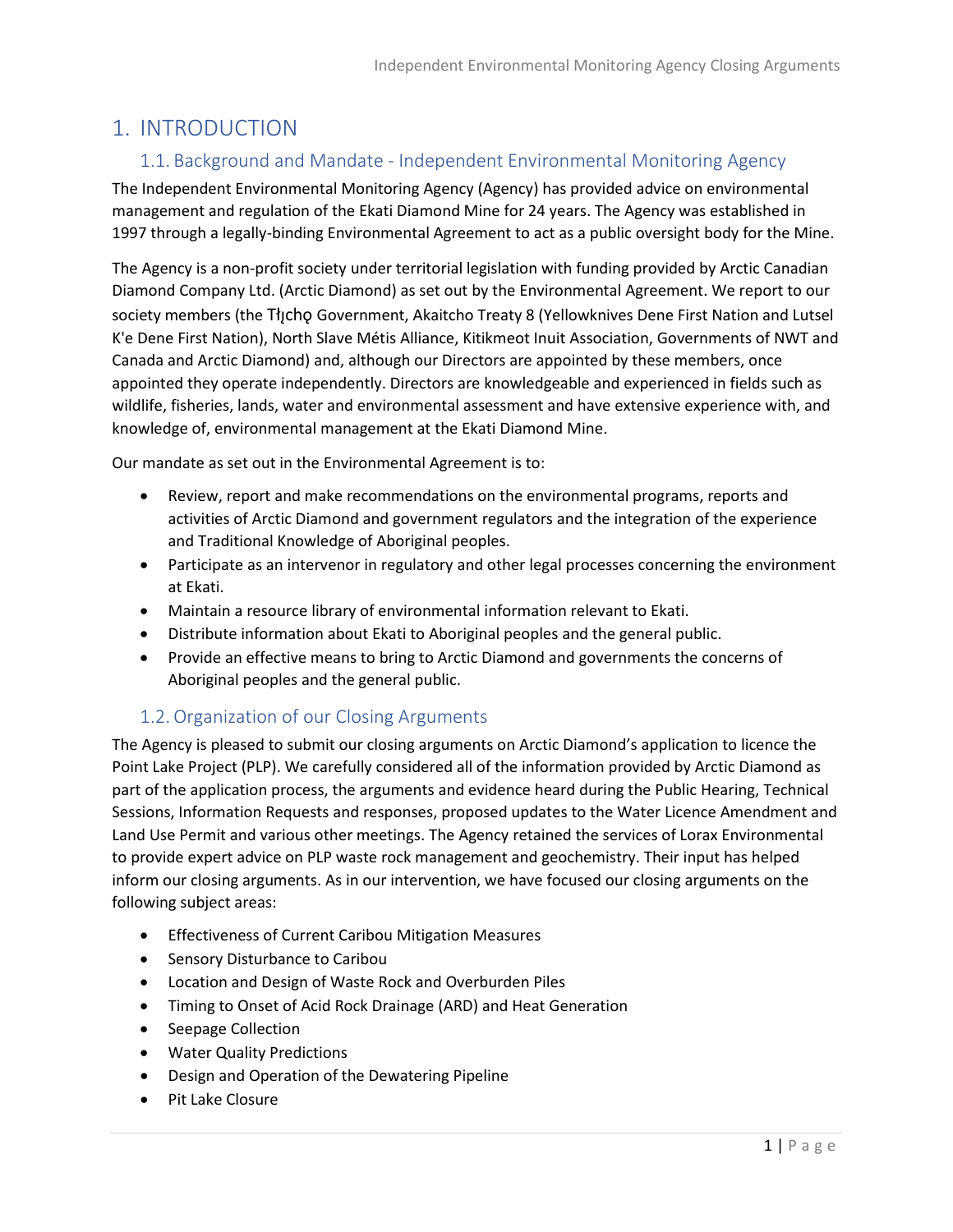# 1. INTRODUCTION

## 1.1. Background and Mandate - Independent Environmental Monitoring Agency

The Independent Environmental Monitoring Agency (Agency) has provided advice on environmental management and regulation of the Ekati Diamond Mine for 24 years. The Agency was established in 1997 through a legally-binding Environmental Agreement to act as a public oversight body for the Mine.

The Agency is a non-profit society under territorial legislation with funding provided by Arctic Canadian Diamond Company Ltd. (Arctic Diamond) as set out by the Environmental Agreement. We report to our society members (the Tłı̨chǫ Government, Akaitcho Treaty 8 (Yellowknives Dene First Nation and Lutsel K'e Dene First Nation), North Slave Métis Alliance, Kitikmeot Inuit Association, Governments of NWT and Canada and Arctic Diamond) and, although our Directors are appointed by these members, once appointed they operate independently. Directors are knowledgeable and experienced in fields such as wildlife, fisheries, lands, water and environmental assessment and have extensive experience with, and knowledge of, environmental management at the Ekati Diamond Mine.

Our mandate as set out in the Environmental Agreement is to:

- Review, report and make recommendations on the environmental programs, reports and activities of Arctic Diamond and government regulators and the integration of the experience and Traditional Knowledge of Aboriginal peoples.
- Participate as an intervenor in regulatory and other legal processes concerning the environment at Ekati.
- Maintain a resource library of environmental information relevant to Ekati.
- Distribute information about Ekati to Aboriginal peoples and the general public.
- Provide an effective means to bring to Arctic Diamond and governments the concerns of Aboriginal peoples and the general public.

## 1.2. Organization of our Closing Arguments

The Agency is pleased to submit our closing arguments on Arctic Diamond's application to licence the Point Lake Project (PLP). We carefully considered all of the information provided by Arctic Diamond as part of the application process, the arguments and evidence heard during the Public Hearing, Technical Sessions, Information Requests and responses, proposed updates to the Water Licence Amendment and Land Use Permit and various other meetings. The Agency retained the services of Lorax Environmental to provide expert advice on PLP waste rock management and geochemistry. Their input has helped inform our closing arguments. As in our intervention, we have focused our closing arguments on the following subject areas:

- Effectiveness of Current Caribou Mitigation Measures
- Sensory Disturbance to Caribou
- Location and Design of Waste Rock and Overburden Piles
- Timing to Onset of Acid Rock Drainage (ARD) and Heat Generation
- Seepage Collection
- Water Quality Predictions
- Design and Operation of the Dewatering Pipeline
- Pit Lake Closure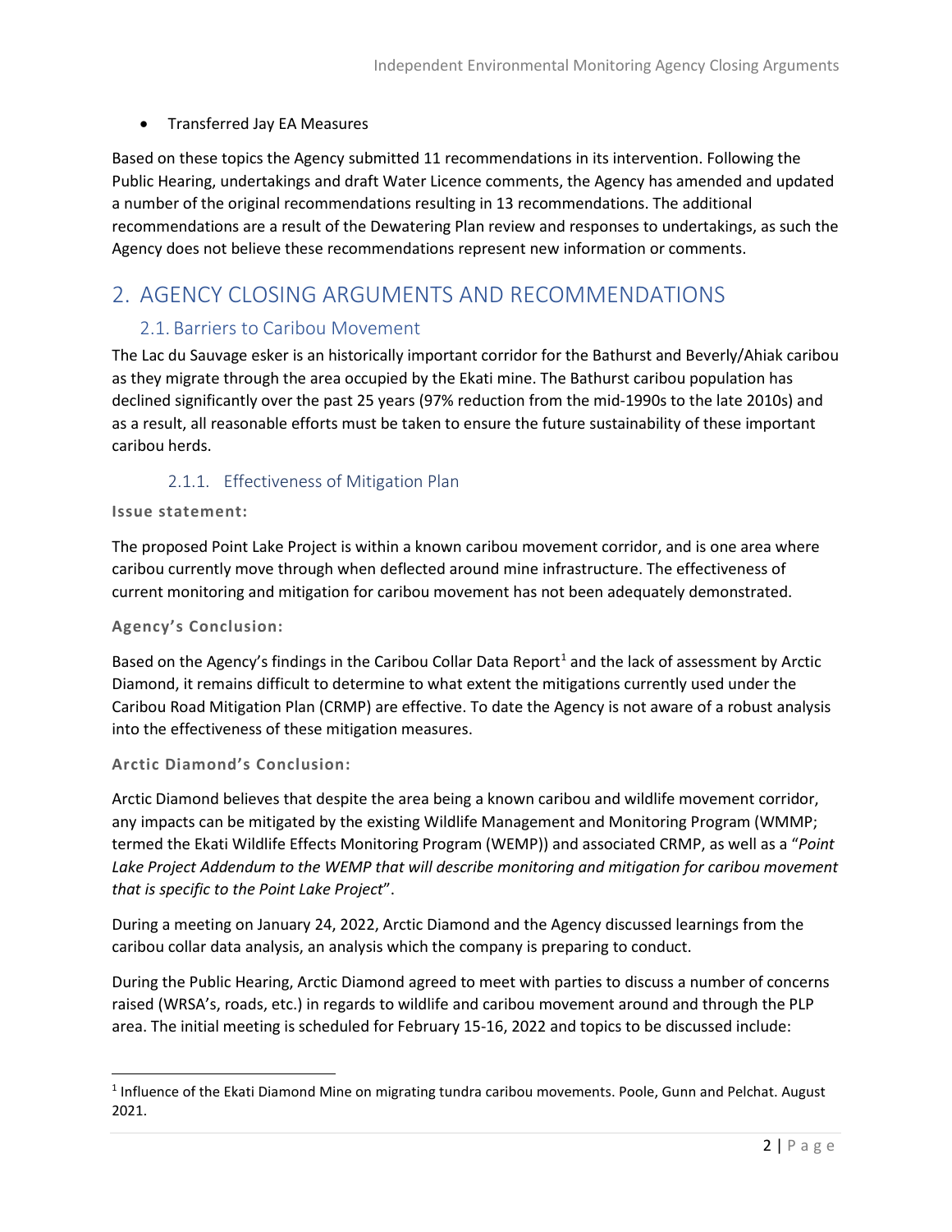- Transferred Jay EA Measures

Based on these topics the Agency submitted 11 recommendations in its intervention. Following the Public Hearing, undertakings and draft Water Licence comments, the Agency has amended and updated a number of the original recommendations resulting in 13 recommendations. The additional recommendations are a result of the Dewatering Plan review and responses to undertakings, as such the Agency does not believe these recommendations represent new information or comments.

# 2. AGENCY CLOSING ARGUMENTS AND RECOMMENDATIONS

## 2.1. Barriers to Caribou Movement

The Lac du Sauvage esker is an historically important corridor for the Bathurst and Beverly/Ahiak caribou as they migrate through the area occupied by the Ekati mine. The Bathurst caribou population has declined significantly over the past 25 years (97% reduction from the mid-1990s to the late 2010s) and as a result, all reasonable efforts must be taken to ensure the future sustainability of these important caribou herds.

### 2.1.1. Effectiveness of Mitigation Plan

**Issue statement:**

The proposed Point Lake Project is within a known caribou movement corridor, and is one area where caribou currently move through when deflected around mine infrastructure. The effectiveness of current monitoring and mitigation for caribou movement has not been adequately demonstrated.

**Agency's Conclusion:**

Based on the Agency's findings in the Caribou Collar Data Report[1] and the lack of assessment by Arctic Diamond, it remains difficult to determine to what extent the mitigations currently used under the Caribou Road Mitigation Plan (CRMP) are effective. To date the Agency is not aware of a robust analysis into the effectiveness of these mitigation measures.

**Arctic Diamond's Conclusion:**

Arctic Diamond believes that despite the area being a known caribou and wildlife movement corridor, any impacts can be mitigated by the existing Wildlife Management and Monitoring Program (WMMP; termed the Ekati Wildlife Effects Monitoring Program (WEMP)) and associated CRMP, as well as a "*Point Lake Project Addendum to the WEMP that will describe monitoring and mitigation for caribou movement that is specific to the Point Lake Project*".

During a meeting on January 24, 2022, Arctic Diamond and the Agency discussed learnings from the caribou collar data analysis, an analysis which the company is preparing to conduct.

During the Public Hearing, Arctic Diamond agreed to meet with parties to discuss a number of concerns raised (WRSA's, roads, etc.) in regards to wildlife and caribou movement around and through the PLP area. The initial meeting is scheduled for February 15-16, 2022 and topics to be discussed include:

[1] Influence of the Ekati Diamond Mine on migrating tundra caribou movements. Poole, Gunn and Pelchat. August 2021.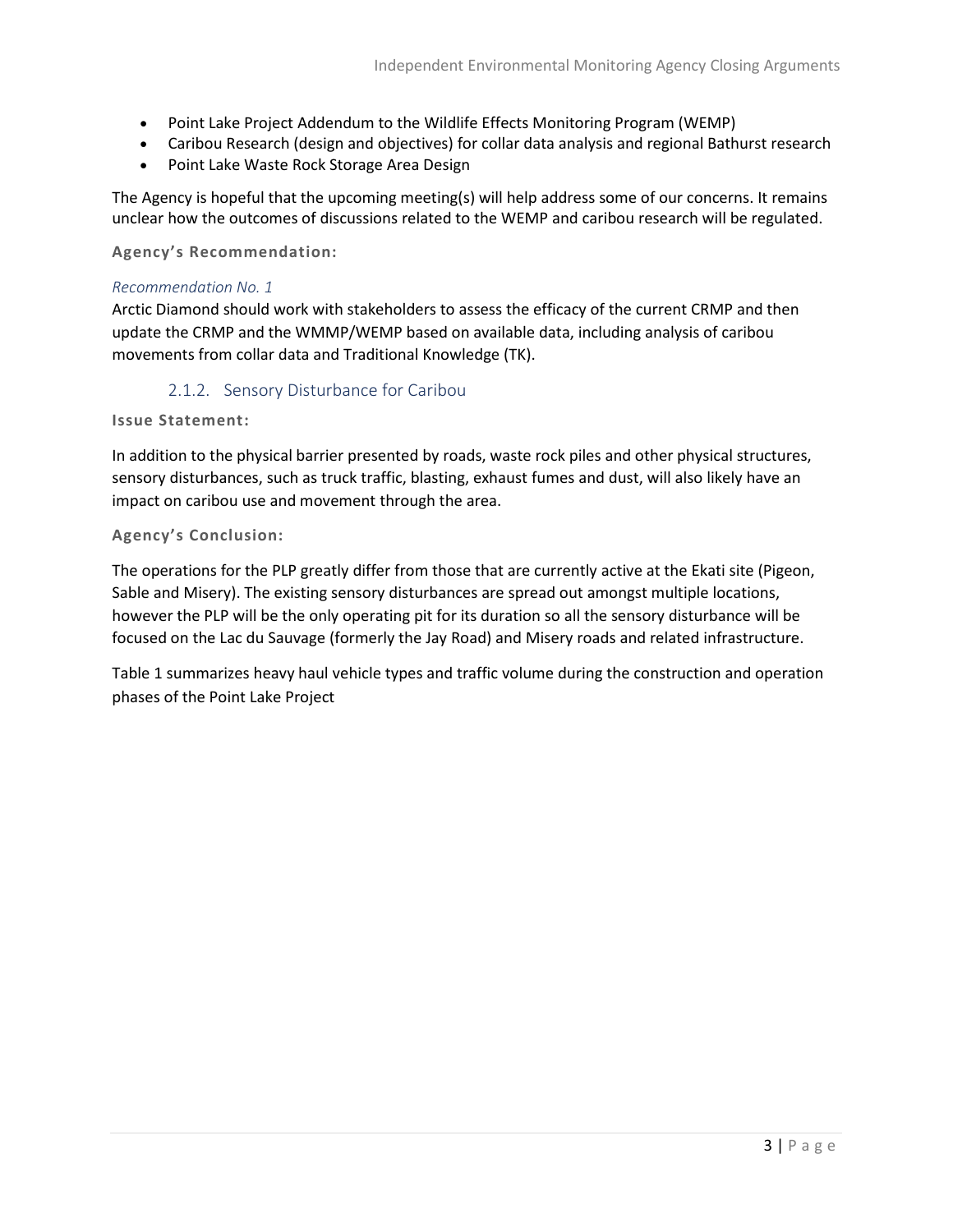- Point Lake Project Addendum to the Wildlife Effects Monitoring Program (WEMP)
- Caribou Research (design and objectives) for collar data analysis and regional Bathurst research
- Point Lake Waste Rock Storage Area Design

The Agency is hopeful that the upcoming meeting(s) will help address some of our concerns. It remains unclear how the outcomes of discussions related to the WEMP and caribou research will be regulated.

**Agency's Recommendation:**

*Recommendation No. 1*

Arctic Diamond should work with stakeholders to assess the efficacy of the current CRMP and then update the CRMP and the WMMP/WEMP based on available data, including analysis of caribou movements from collar data and Traditional Knowledge (TK).

### 2.1.2. Sensory Disturbance for Caribou

**Issue Statement:**

In addition to the physical barrier presented by roads, waste rock piles and other physical structures, sensory disturbances, such as truck traffic, blasting, exhaust fumes and dust, will also likely have an impact on caribou use and movement through the area.

**Agency's Conclusion:**

The operations for the PLP greatly differ from those that are currently active at the Ekati site (Pigeon, Sable and Misery). The existing sensory disturbances are spread out amongst multiple locations, however the PLP will be the only operating pit for its duration so all the sensory disturbance will be focused on the Lac du Sauvage (formerly the Jay Road) and Misery roads and related infrastructure.

Table 1 summarizes heavy haul vehicle types and traffic volume during the construction and operation phases of the Point Lake Project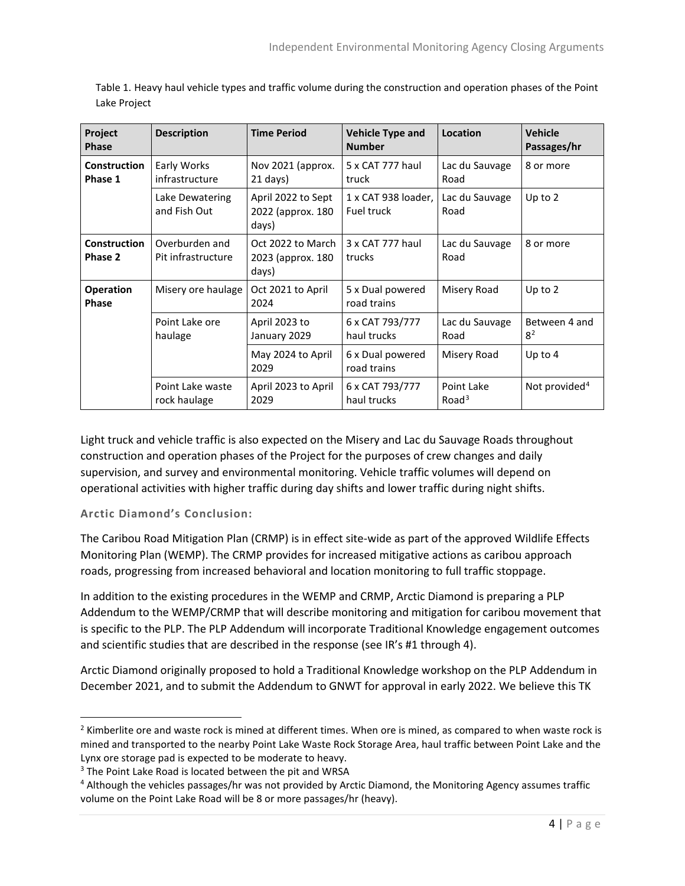Table 1. Heavy haul vehicle types and traffic volume during the construction and operation phases of the Point Lake Project

| Project Phase | Description | Time Period | Vehicle Type and Number | Location | Vehicle Passages/hr |
|---|---|---|---|---|---|
| **Construction Phase 1** | Early Works infrastructure | Nov 2021 (approx. 21 days) | 5 x CAT 777 haul truck | Lac du Sauvage Road | 8 or more |
| | Lake Dewatering and Fish Out | April 2022 to Sept 2022 (approx. 180 days) | 1 x CAT 938 loader, Fuel truck | Lac du Sauvage Road | Up to 2 |
| **Construction Phase 2** | Overburden and Pit infrastructure | Oct 2022 to March 2023 (approx. 180 days) | 3 x CAT 777 haul trucks | Lac du Sauvage Road | 8 or more |
| **Operation Phase** | Misery ore haulage | Oct 2021 to April 2024 | 5 x Dual powered road trains | Misery Road | Up to 2 |
| | Point Lake ore haulage | April 2023 to January 2029 | 6 x CAT 793/777 haul trucks | Lac du Sauvage Road | Between 4 and 8[2] |
| | | May 2024 to April 2029 | 6 x Dual powered road trains | Misery Road | Up to 4 |
| | Point Lake waste rock haulage | April 2023 to April 2029 | 6 x CAT 793/777 haul trucks | Point Lake Road[3] | Not provided[4] |

Light truck and vehicle traffic is also expected on the Misery and Lac du Sauvage Roads throughout construction and operation phases of the Project for the purposes of crew changes and daily supervision, and survey and environmental monitoring. Vehicle traffic volumes will depend on operational activities with higher traffic during day shifts and lower traffic during night shifts.

### Arctic Diamond's Conclusion:

The Caribou Road Mitigation Plan (CRMP) is in effect site-wide as part of the approved Wildlife Effects Monitoring Plan (WEMP). The CRMP provides for increased mitigative actions as caribou approach roads, progressing from increased behavioral and location monitoring to full traffic stoppage.

In addition to the existing procedures in the WEMP and CRMP, Arctic Diamond is preparing a PLP Addendum to the WEMP/CRMP that will describe monitoring and mitigation for caribou movement that is specific to the PLP. The PLP Addendum will incorporate Traditional Knowledge engagement outcomes and scientific studies that are described in the response (see IR's #1 through 4).

Arctic Diamond originally proposed to hold a Traditional Knowledge workshop on the PLP Addendum in December 2021, and to submit the Addendum to GNWT for approval in early 2022. We believe this TK

[2] Kimberlite ore and waste rock is mined at different times. When ore is mined, as compared to when waste rock is mined and transported to the nearby Point Lake Waste Rock Storage Area, haul traffic between Point Lake and the Lynx ore storage pad is expected to be moderate to heavy.

[3] The Point Lake Road is located between the pit and WRSA

[4] Although the vehicles passages/hr was not provided by Arctic Diamond, the Monitoring Agency assumes traffic volume on the Point Lake Road will be 8 or more passages/hr (heavy).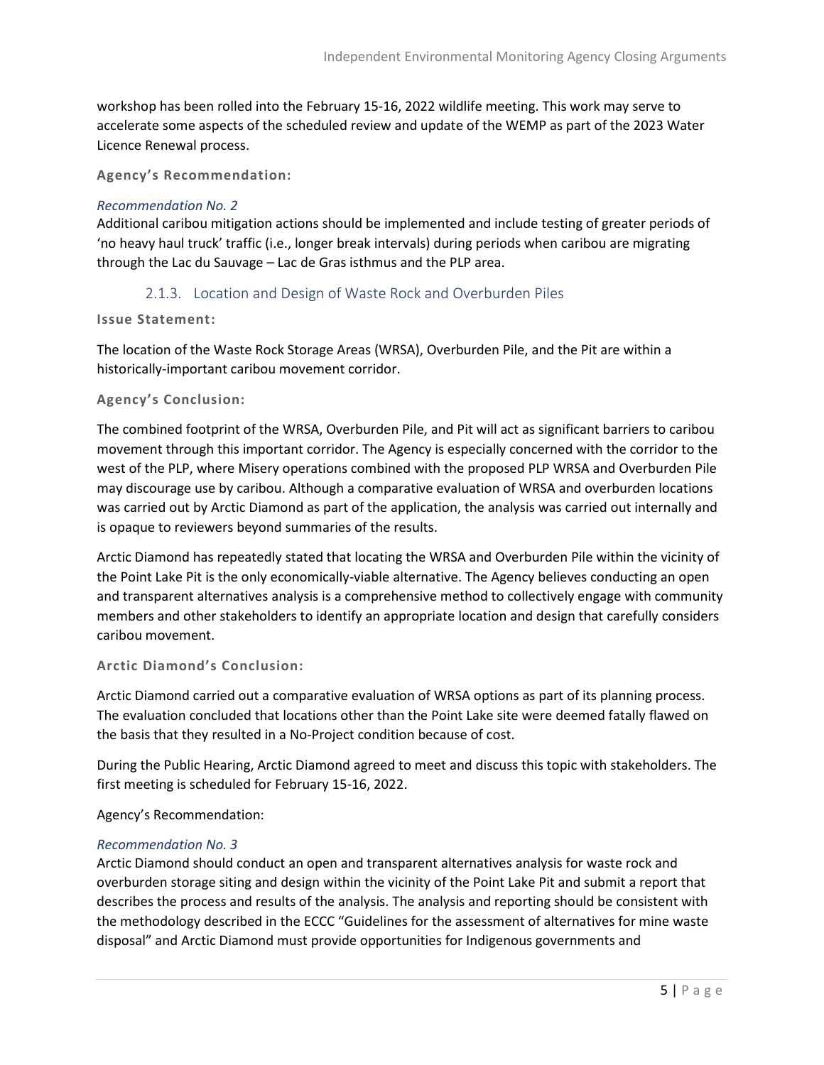workshop has been rolled into the February 15-16, 2022 wildlife meeting. This work may serve to accelerate some aspects of the scheduled review and update of the WEMP as part of the 2023 Water Licence Renewal process.

**Agency's Recommendation:**

*Recommendation No. 2*

Additional caribou mitigation actions should be implemented and include testing of greater periods of 'no heavy haul truck' traffic (i.e., longer break intervals) during periods when caribou are migrating through the Lac du Sauvage – Lac de Gras isthmus and the PLP area.

### 2.1.3. Location and Design of Waste Rock and Overburden Piles

**Issue Statement:**

The location of the Waste Rock Storage Areas (WRSA), Overburden Pile, and the Pit are within a historically-important caribou movement corridor.

**Agency's Conclusion:**

The combined footprint of the WRSA, Overburden Pile, and Pit will act as significant barriers to caribou movement through this important corridor. The Agency is especially concerned with the corridor to the west of the PLP, where Misery operations combined with the proposed PLP WRSA and Overburden Pile may discourage use by caribou. Although a comparative evaluation of WRSA and overburden locations was carried out by Arctic Diamond as part of the application, the analysis was carried out internally and is opaque to reviewers beyond summaries of the results.

Arctic Diamond has repeatedly stated that locating the WRSA and Overburden Pile within the vicinity of the Point Lake Pit is the only economically-viable alternative. The Agency believes conducting an open and transparent alternatives analysis is a comprehensive method to collectively engage with community members and other stakeholders to identify an appropriate location and design that carefully considers caribou movement.

**Arctic Diamond's Conclusion:**

Arctic Diamond carried out a comparative evaluation of WRSA options as part of its planning process. The evaluation concluded that locations other than the Point Lake site were deemed fatally flawed on the basis that they resulted in a No-Project condition because of cost.

During the Public Hearing, Arctic Diamond agreed to meet and discuss this topic with stakeholders. The first meeting is scheduled for February 15-16, 2022.

Agency's Recommendation:

*Recommendation No. 3*

Arctic Diamond should conduct an open and transparent alternatives analysis for waste rock and overburden storage siting and design within the vicinity of the Point Lake Pit and submit a report that describes the process and results of the analysis. The analysis and reporting should be consistent with the methodology described in the ECCC "Guidelines for the assessment of alternatives for mine waste disposal" and Arctic Diamond must provide opportunities for Indigenous governments and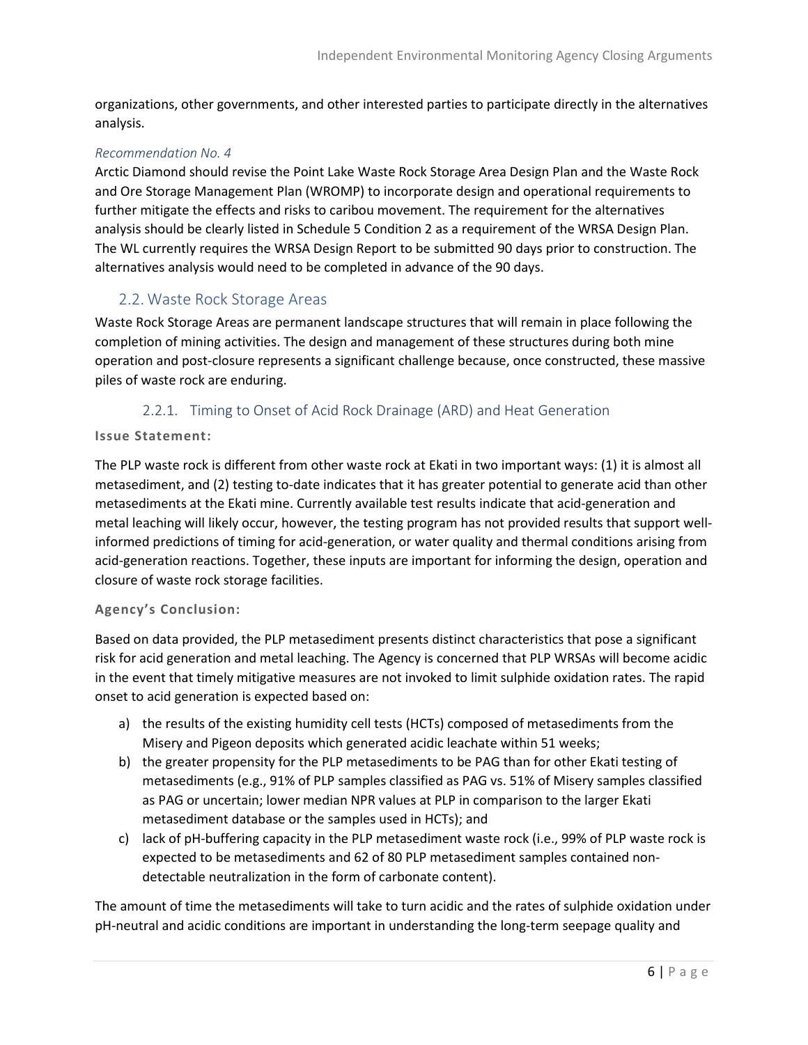organizations, other governments, and other interested parties to participate directly in the alternatives analysis.

*Recommendation No. 4*

Arctic Diamond should revise the Point Lake Waste Rock Storage Area Design Plan and the Waste Rock and Ore Storage Management Plan (WROMP) to incorporate design and operational requirements to further mitigate the effects and risks to caribou movement. The requirement for the alternatives analysis should be clearly listed in Schedule 5 Condition 2 as a requirement of the WRSA Design Plan. The WL currently requires the WRSA Design Report to be submitted 90 days prior to construction. The alternatives analysis would need to be completed in advance of the 90 days.

## 2.2. Waste Rock Storage Areas

Waste Rock Storage Areas are permanent landscape structures that will remain in place following the completion of mining activities. The design and management of these structures during both mine operation and post-closure represents a significant challenge because, once constructed, these massive piles of waste rock are enduring.

### 2.2.1. Timing to Onset of Acid Rock Drainage (ARD) and Heat Generation

**Issue Statement:**

The PLP waste rock is different from other waste rock at Ekati in two important ways: (1) it is almost all metasediment, and (2) testing to-date indicates that it has greater potential to generate acid than other metasediments at the Ekati mine. Currently available test results indicate that acid-generation and metal leaching will likely occur, however, the testing program has not provided results that support well-informed predictions of timing for acid-generation, or water quality and thermal conditions arising from acid-generation reactions. Together, these inputs are important for informing the design, operation and closure of waste rock storage facilities.

**Agency's Conclusion:**

Based on data provided, the PLP metasediment presents distinct characteristics that pose a significant risk for acid generation and metal leaching. The Agency is concerned that PLP WRSAs will become acidic in the event that timely mitigative measures are not invoked to limit sulphide oxidation rates. The rapid onset to acid generation is expected based on:

a) the results of the existing humidity cell tests (HCTs) composed of metasediments from the Misery and Pigeon deposits which generated acidic leachate within 51 weeks;
b) the greater propensity for the PLP metasediments to be PAG than for other Ekati testing of metasediments (e.g., 91% of PLP samples classified as PAG vs. 51% of Misery samples classified as PAG or uncertain; lower median NPR values at PLP in comparison to the larger Ekati metasediment database or the samples used in HCTs); and
c) lack of pH-buffering capacity in the PLP metasediment waste rock (i.e., 99% of PLP waste rock is expected to be metasediments and 62 of 80 PLP metasediment samples contained non-detectable neutralization in the form of carbonate content).

The amount of time the metasediments will take to turn acidic and the rates of sulphide oxidation under pH-neutral and acidic conditions are important in understanding the long-term seepage quality and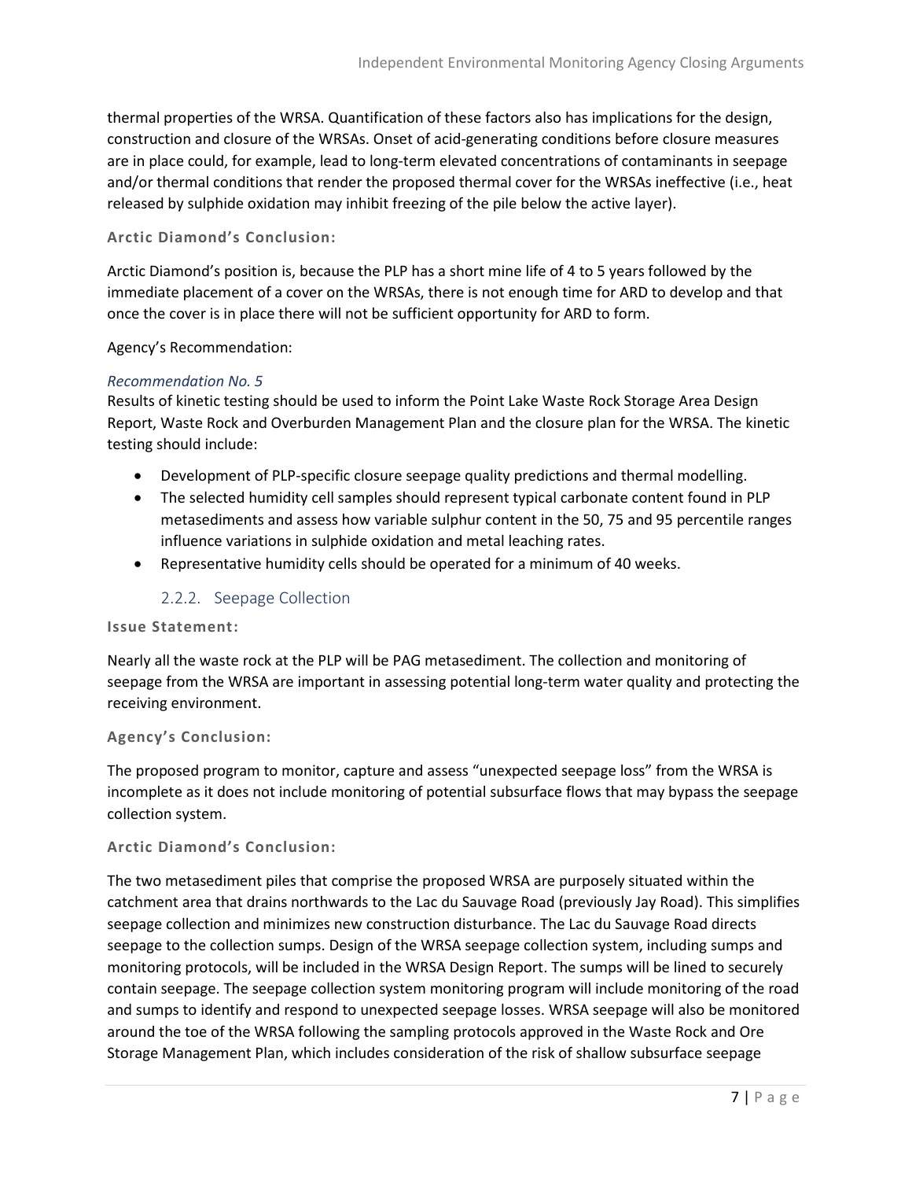thermal properties of the WRSA. Quantification of these factors also has implications for the design, construction and closure of the WRSAs. Onset of acid-generating conditions before closure measures are in place could, for example, lead to long-term elevated concentrations of contaminants in seepage and/or thermal conditions that render the proposed thermal cover for the WRSAs ineffective (i.e., heat released by sulphide oxidation may inhibit freezing of the pile below the active layer).

**Arctic Diamond's Conclusion:**

Arctic Diamond's position is, because the PLP has a short mine life of 4 to 5 years followed by the immediate placement of a cover on the WRSAs, there is not enough time for ARD to develop and that once the cover is in place there will not be sufficient opportunity for ARD to form.

Agency's Recommendation:

*Recommendation No. 5*

Results of kinetic testing should be used to inform the Point Lake Waste Rock Storage Area Design Report, Waste Rock and Overburden Management Plan and the closure plan for the WRSA. The kinetic testing should include:

- Development of PLP-specific closure seepage quality predictions and thermal modelling.
- The selected humidity cell samples should represent typical carbonate content found in PLP metasediments and assess how variable sulphur content in the 50, 75 and 95 percentile ranges influence variations in sulphide oxidation and metal leaching rates.
- Representative humidity cells should be operated for a minimum of 40 weeks.

### 2.2.2. Seepage Collection

**Issue Statement:**

Nearly all the waste rock at the PLP will be PAG metasediment. The collection and monitoring of seepage from the WRSA are important in assessing potential long-term water quality and protecting the receiving environment.

**Agency's Conclusion:**

The proposed program to monitor, capture and assess "unexpected seepage loss" from the WRSA is incomplete as it does not include monitoring of potential subsurface flows that may bypass the seepage collection system.

**Arctic Diamond's Conclusion:**

The two metasediment piles that comprise the proposed WRSA are purposely situated within the catchment area that drains northwards to the Lac du Sauvage Road (previously Jay Road). This simplifies seepage collection and minimizes new construction disturbance. The Lac du Sauvage Road directs seepage to the collection sumps. Design of the WRSA seepage collection system, including sumps and monitoring protocols, will be included in the WRSA Design Report. The sumps will be lined to securely contain seepage. The seepage collection system monitoring program will include monitoring of the road and sumps to identify and respond to unexpected seepage losses. WRSA seepage will also be monitored around the toe of the WRSA following the sampling protocols approved in the Waste Rock and Ore Storage Management Plan, which includes consideration of the risk of shallow subsurface seepage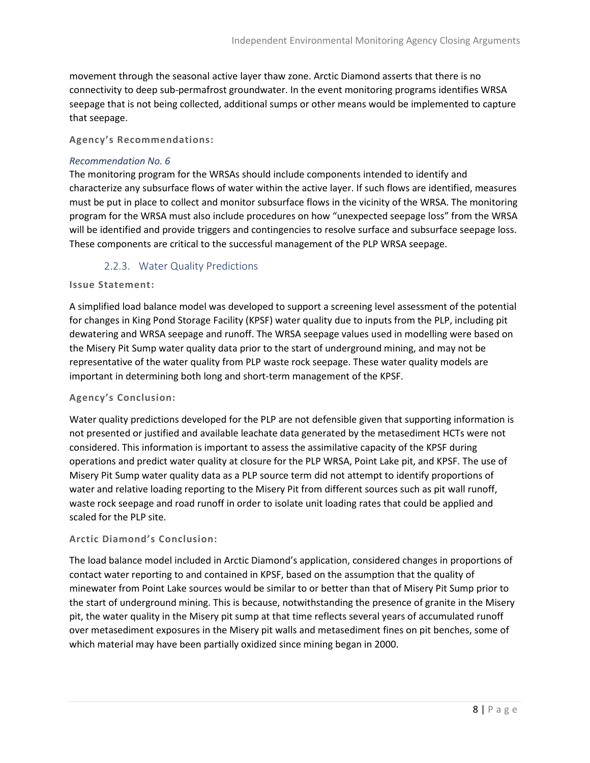movement through the seasonal active layer thaw zone. Arctic Diamond asserts that there is no connectivity to deep sub-permafrost groundwater. In the event monitoring programs identifies WRSA seepage that is not being collected, additional sumps or other means would be implemented to capture that seepage.

**Agency's Recommendations:**

*Recommendation No. 6*

The monitoring program for the WRSAs should include components intended to identify and characterize any subsurface flows of water within the active layer. If such flows are identified, measures must be put in place to collect and monitor subsurface flows in the vicinity of the WRSA. The monitoring program for the WRSA must also include procedures on how "unexpected seepage loss" from the WRSA will be identified and provide triggers and contingencies to resolve surface and subsurface seepage loss. These components are critical to the successful management of the PLP WRSA seepage.

### 2.2.3. Water Quality Predictions

**Issue Statement:**

A simplified load balance model was developed to support a screening level assessment of the potential for changes in King Pond Storage Facility (KPSF) water quality due to inputs from the PLP, including pit dewatering and WRSA seepage and runoff. The WRSA seepage values used in modelling were based on the Misery Pit Sump water quality data prior to the start of underground mining, and may not be representative of the water quality from PLP waste rock seepage. These water quality models are important in determining both long and short-term management of the KPSF.

**Agency's Conclusion:**

Water quality predictions developed for the PLP are not defensible given that supporting information is not presented or justified and available leachate data generated by the metasediment HCTs were not considered. This information is important to assess the assimilative capacity of the KPSF during operations and predict water quality at closure for the PLP WRSA, Point Lake pit, and KPSF. The use of Misery Pit Sump water quality data as a PLP source term did not attempt to identify proportions of water and relative loading reporting to the Misery Pit from different sources such as pit wall runoff, waste rock seepage and road runoff in order to isolate unit loading rates that could be applied and scaled for the PLP site.

**Arctic Diamond's Conclusion:**

The load balance model included in Arctic Diamond's application, considered changes in proportions of contact water reporting to and contained in KPSF, based on the assumption that the quality of minewater from Point Lake sources would be similar to or better than that of Misery Pit Sump prior to the start of underground mining. This is because, notwithstanding the presence of granite in the Misery pit, the water quality in the Misery pit sump at that time reflects several years of accumulated runoff over metasediment exposures in the Misery pit walls and metasediment fines on pit benches, some of which material may have been partially oxidized since mining began in 2000.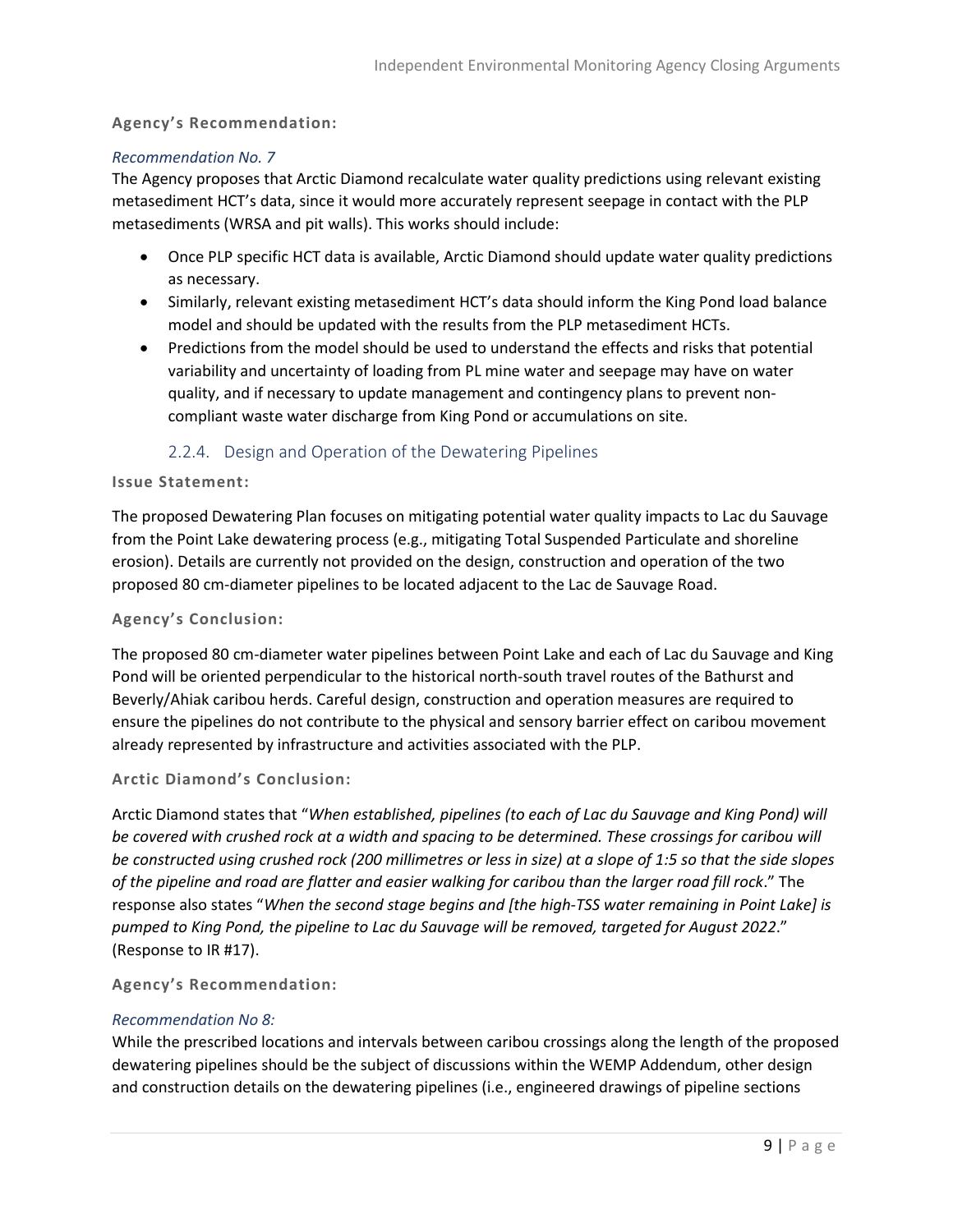**Agency's Recommendation:**

*Recommendation No. 7*

The Agency proposes that Arctic Diamond recalculate water quality predictions using relevant existing metasediment HCT's data, since it would more accurately represent seepage in contact with the PLP metasediments (WRSA and pit walls). This works should include:

- Once PLP specific HCT data is available, Arctic Diamond should update water quality predictions as necessary.
- Similarly, relevant existing metasediment HCT's data should inform the King Pond load balance model and should be updated with the results from the PLP metasediment HCTs.
- Predictions from the model should be used to understand the effects and risks that potential variability and uncertainty of loading from PL mine water and seepage may have on water quality, and if necessary to update management and contingency plans to prevent non-compliant waste water discharge from King Pond or accumulations on site.

### 2.2.4. Design and Operation of the Dewatering Pipelines

**Issue Statement:**

The proposed Dewatering Plan focuses on mitigating potential water quality impacts to Lac du Sauvage from the Point Lake dewatering process (e.g., mitigating Total Suspended Particulate and shoreline erosion). Details are currently not provided on the design, construction and operation of the two proposed 80 cm-diameter pipelines to be located adjacent to the Lac de Sauvage Road.

**Agency's Conclusion:**

The proposed 80 cm-diameter water pipelines between Point Lake and each of Lac du Sauvage and King Pond will be oriented perpendicular to the historical north-south travel routes of the Bathurst and Beverly/Ahiak caribou herds. Careful design, construction and operation measures are required to ensure the pipelines do not contribute to the physical and sensory barrier effect on caribou movement already represented by infrastructure and activities associated with the PLP.

**Arctic Diamond's Conclusion:**

Arctic Diamond states that "*When established, pipelines (to each of Lac du Sauvage and King Pond) will be covered with crushed rock at a width and spacing to be determined. These crossings for caribou will be constructed using crushed rock (200 millimetres or less in size) at a slope of 1:5 so that the side slopes of the pipeline and road are flatter and easier walking for caribou than the larger road fill rock*." The response also states "*When the second stage begins and [the high-TSS water remaining in Point Lake] is pumped to King Pond, the pipeline to Lac du Sauvage will be removed, targeted for August 2022*." (Response to IR #17).

**Agency's Recommendation:**

*Recommendation No 8:*

While the prescribed locations and intervals between caribou crossings along the length of the proposed dewatering pipelines should be the subject of discussions within the WEMP Addendum, other design and construction details on the dewatering pipelines (i.e., engineered drawings of pipeline sections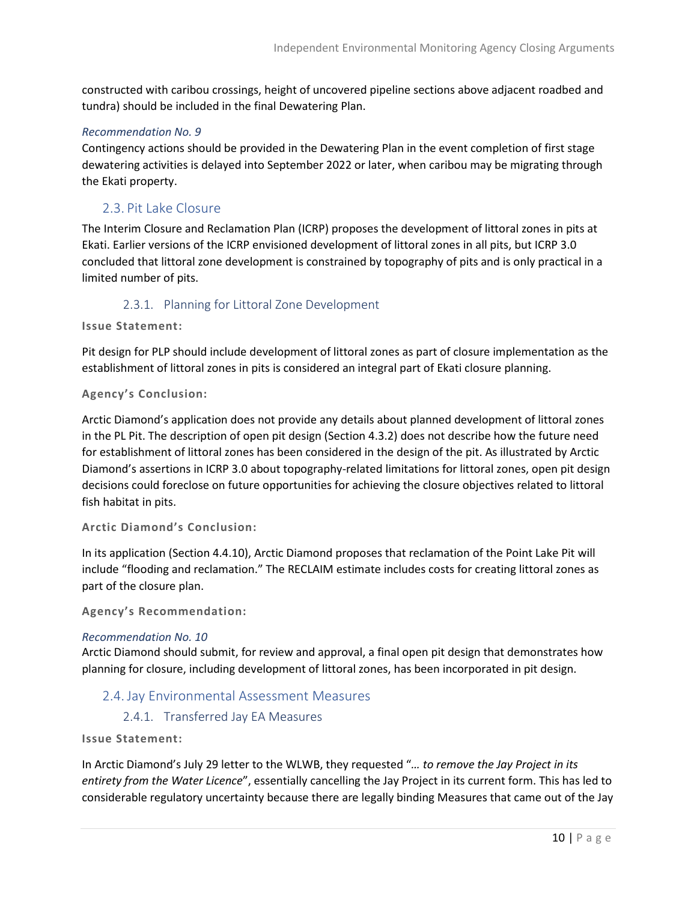constructed with caribou crossings, height of uncovered pipeline sections above adjacent roadbed and tundra) should be included in the final Dewatering Plan.

*Recommendation No. 9*
Contingency actions should be provided in the Dewatering Plan in the event completion of first stage dewatering activities is delayed into September 2022 or later, when caribou may be migrating through the Ekati property.

## 2.3. Pit Lake Closure

The Interim Closure and Reclamation Plan (ICRP) proposes the development of littoral zones in pits at Ekati. Earlier versions of the ICRP envisioned development of littoral zones in all pits, but ICRP 3.0 concluded that littoral zone development is constrained by topography of pits and is only practical in a limited number of pits.

### 2.3.1. Planning for Littoral Zone Development

**Issue Statement:**

Pit design for PLP should include development of littoral zones as part of closure implementation as the establishment of littoral zones in pits is considered an integral part of Ekati closure planning.

**Agency's Conclusion:**

Arctic Diamond's application does not provide any details about planned development of littoral zones in the PL Pit. The description of open pit design (Section 4.3.2) does not describe how the future need for establishment of littoral zones has been considered in the design of the pit. As illustrated by Arctic Diamond's assertions in ICRP 3.0 about topography-related limitations for littoral zones, open pit design decisions could foreclose on future opportunities for achieving the closure objectives related to littoral fish habitat in pits.

**Arctic Diamond's Conclusion:**

In its application (Section 4.4.10), Arctic Diamond proposes that reclamation of the Point Lake Pit will include "flooding and reclamation." The RECLAIM estimate includes costs for creating littoral zones as part of the closure plan.

**Agency's Recommendation:**

*Recommendation No. 10*
Arctic Diamond should submit, for review and approval, a final open pit design that demonstrates how planning for closure, including development of littoral zones, has been incorporated in pit design.

## 2.4. Jay Environmental Assessment Measures

### 2.4.1. Transferred Jay EA Measures

**Issue Statement:**

In Arctic Diamond's July 29 letter to the WLWB, they requested "*... to remove the Jay Project in its entirety from the Water Licence*", essentially cancelling the Jay Project in its current form. This has led to considerable regulatory uncertainty because there are legally binding Measures that came out of the Jay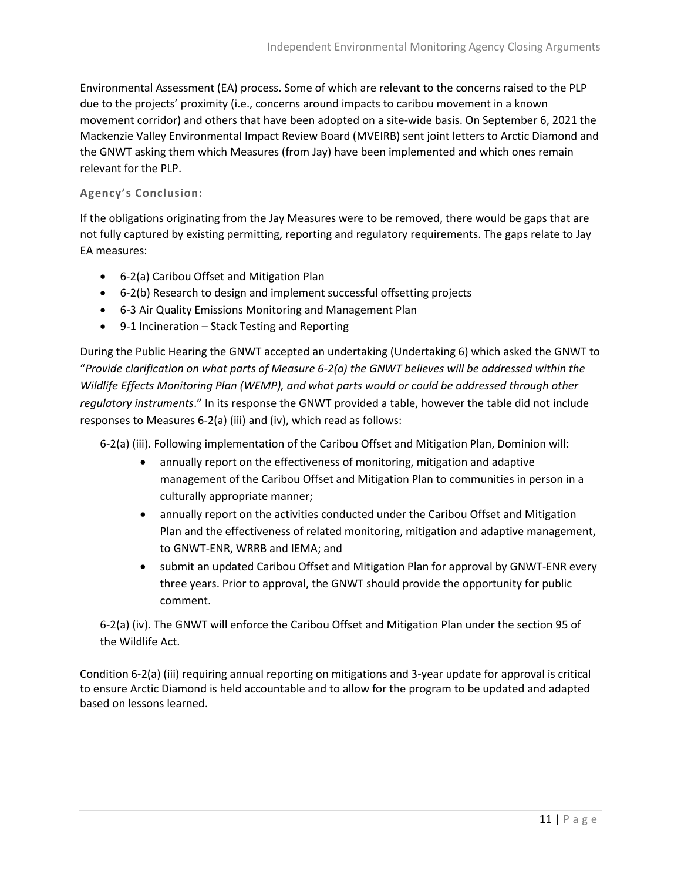Environmental Assessment (EA) process. Some of which are relevant to the concerns raised to the PLP due to the projects' proximity (i.e., concerns around impacts to caribou movement in a known movement corridor) and others that have been adopted on a site-wide basis. On September 6, 2021 the Mackenzie Valley Environmental Impact Review Board (MVEIRB) sent joint letters to Arctic Diamond and the GNWT asking them which Measures (from Jay) have been implemented and which ones remain relevant for the PLP.

### Agency's Conclusion:

If the obligations originating from the Jay Measures were to be removed, there would be gaps that are not fully captured by existing permitting, reporting and regulatory requirements. The gaps relate to Jay EA measures:

- 6-2(a) Caribou Offset and Mitigation Plan
- 6-2(b) Research to design and implement successful offsetting projects
- 6-3 Air Quality Emissions Monitoring and Management Plan
- 9-1 Incineration – Stack Testing and Reporting

During the Public Hearing the GNWT accepted an undertaking (Undertaking 6) which asked the GNWT to "*Provide clarification on what parts of Measure 6-2(a) the GNWT believes will be addressed within the Wildlife Effects Monitoring Plan (WEMP), and what parts would or could be addressed through other regulatory instruments*." In its response the GNWT provided a table, however the table did not include responses to Measures 6-2(a) (iii) and (iv), which read as follows:

6-2(a) (iii). Following implementation of the Caribou Offset and Mitigation Plan, Dominion will:

- annually report on the effectiveness of monitoring, mitigation and adaptive management of the Caribou Offset and Mitigation Plan to communities in person in a culturally appropriate manner;
- annually report on the activities conducted under the Caribou Offset and Mitigation Plan and the effectiveness of related monitoring, mitigation and adaptive management, to GNWT-ENR, WRRB and IEMA; and
- submit an updated Caribou Offset and Mitigation Plan for approval by GNWT-ENR every three years. Prior to approval, the GNWT should provide the opportunity for public comment.

6-2(a) (iv). The GNWT will enforce the Caribou Offset and Mitigation Plan under the section 95 of the Wildlife Act.

Condition 6-2(a) (iii) requiring annual reporting on mitigations and 3-year update for approval is critical to ensure Arctic Diamond is held accountable and to allow for the program to be updated and adapted based on lessons learned.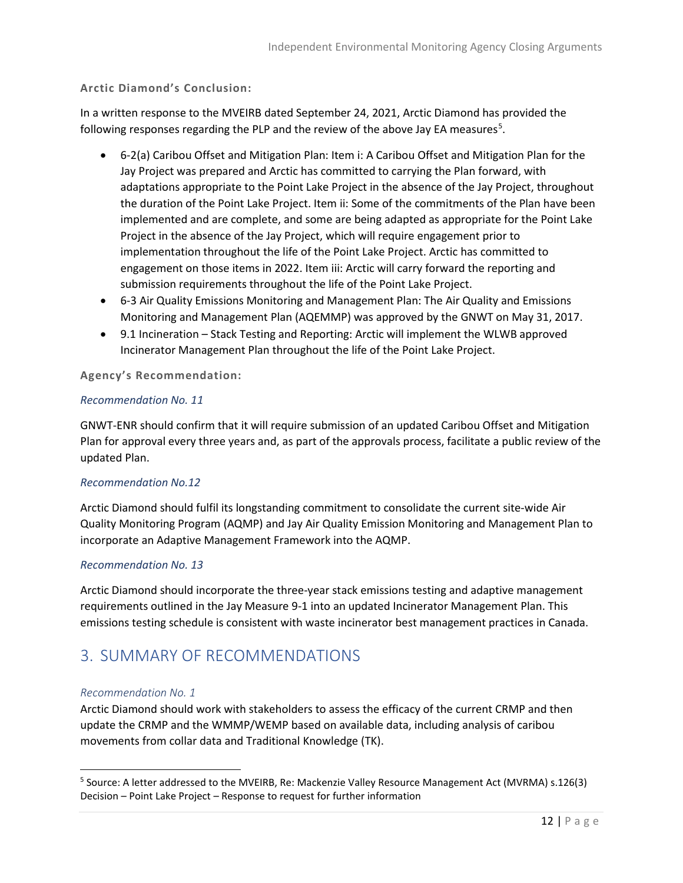**Arctic Diamond's Conclusion:**

In a written response to the MVEIRB dated September 24, 2021, Arctic Diamond has provided the following responses regarding the PLP and the review of the above Jay EA measures[5].

- 6-2(a) Caribou Offset and Mitigation Plan: Item i: A Caribou Offset and Mitigation Plan for the Jay Project was prepared and Arctic has committed to carrying the Plan forward, with adaptations appropriate to the Point Lake Project in the absence of the Jay Project, throughout the duration of the Point Lake Project. Item ii: Some of the commitments of the Plan have been implemented and are complete, and some are being adapted as appropriate for the Point Lake Project in the absence of the Jay Project, which will require engagement prior to implementation throughout the life of the Point Lake Project. Arctic has committed to engagement on those items in 2022. Item iii: Arctic will carry forward the reporting and submission requirements throughout the life of the Point Lake Project.
- 6-3 Air Quality Emissions Monitoring and Management Plan: The Air Quality and Emissions Monitoring and Management Plan (AQEMMP) was approved by the GNWT on May 31, 2017.
- 9.1 Incineration – Stack Testing and Reporting: Arctic will implement the WLWB approved Incinerator Management Plan throughout the life of the Point Lake Project.

**Agency's Recommendation:**

*Recommendation No. 11*

GNWT-ENR should confirm that it will require submission of an updated Caribou Offset and Mitigation Plan for approval every three years and, as part of the approvals process, facilitate a public review of the updated Plan.

*Recommendation No.12*

Arctic Diamond should fulfil its longstanding commitment to consolidate the current site-wide Air Quality Monitoring Program (AQMP) and Jay Air Quality Emission Monitoring and Management Plan to incorporate an Adaptive Management Framework into the AQMP.

*Recommendation No. 13*

Arctic Diamond should incorporate the three-year stack emissions testing and adaptive management requirements outlined in the Jay Measure 9-1 into an updated Incinerator Management Plan. This emissions testing schedule is consistent with waste incinerator best management practices in Canada.

## 3. SUMMARY OF RECOMMENDATIONS

*Recommendation No. 1*

Arctic Diamond should work with stakeholders to assess the efficacy of the current CRMP and then update the CRMP and the WMMP/WEMP based on available data, including analysis of caribou movements from collar data and Traditional Knowledge (TK).

---

[5] Source: A letter addressed to the MVEIRB, Re: Mackenzie Valley Resource Management Act (MVRMA) s.126(3) Decision – Point Lake Project – Response to request for further information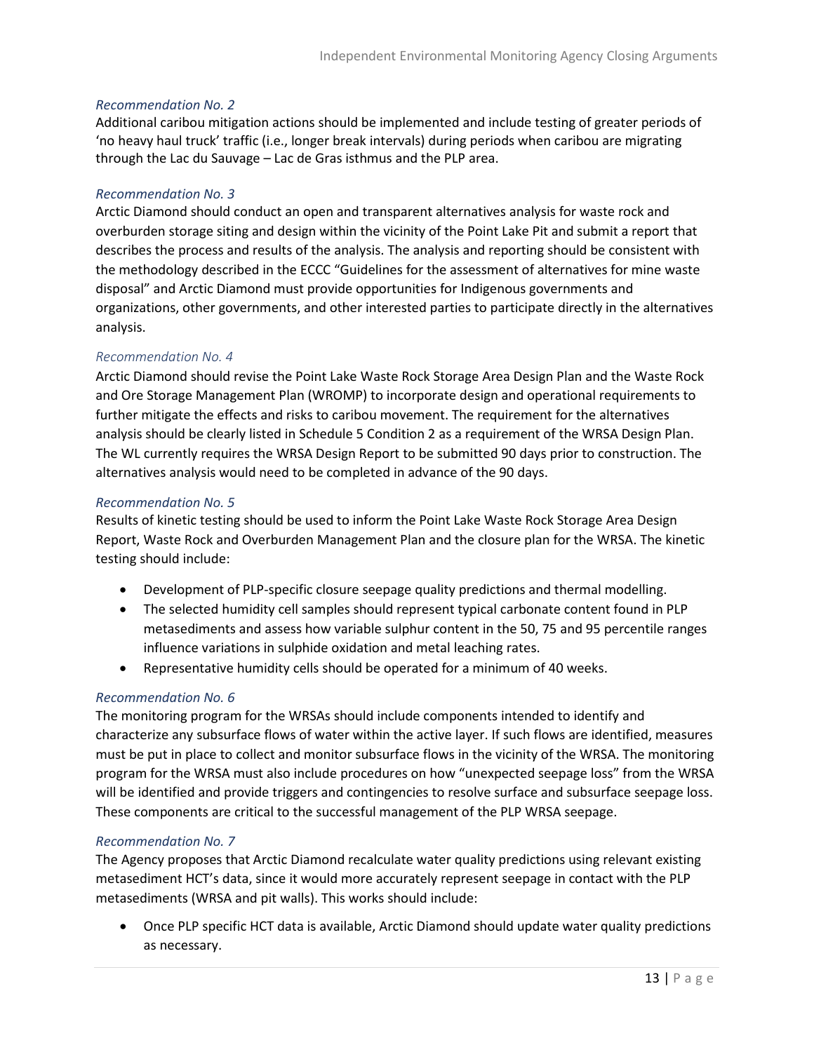*Recommendation No. 2*

Additional caribou mitigation actions should be implemented and include testing of greater periods of 'no heavy haul truck' traffic (i.e., longer break intervals) during periods when caribou are migrating through the Lac du Sauvage – Lac de Gras isthmus and the PLP area.

*Recommendation No. 3*

Arctic Diamond should conduct an open and transparent alternatives analysis for waste rock and overburden storage siting and design within the vicinity of the Point Lake Pit and submit a report that describes the process and results of the analysis. The analysis and reporting should be consistent with the methodology described in the ECCC "Guidelines for the assessment of alternatives for mine waste disposal" and Arctic Diamond must provide opportunities for Indigenous governments and organizations, other governments, and other interested parties to participate directly in the alternatives analysis.

*Recommendation No. 4*

Arctic Diamond should revise the Point Lake Waste Rock Storage Area Design Plan and the Waste Rock and Ore Storage Management Plan (WROMP) to incorporate design and operational requirements to further mitigate the effects and risks to caribou movement. The requirement for the alternatives analysis should be clearly listed in Schedule 5 Condition 2 as a requirement of the WRSA Design Plan. The WL currently requires the WRSA Design Report to be submitted 90 days prior to construction. The alternatives analysis would need to be completed in advance of the 90 days.

*Recommendation No. 5*

Results of kinetic testing should be used to inform the Point Lake Waste Rock Storage Area Design Report, Waste Rock and Overburden Management Plan and the closure plan for the WRSA. The kinetic testing should include:

- Development of PLP-specific closure seepage quality predictions and thermal modelling.
- The selected humidity cell samples should represent typical carbonate content found in PLP metasediments and assess how variable sulphur content in the 50, 75 and 95 percentile ranges influence variations in sulphide oxidation and metal leaching rates.
- Representative humidity cells should be operated for a minimum of 40 weeks.

*Recommendation No. 6*

The monitoring program for the WRSAs should include components intended to identify and characterize any subsurface flows of water within the active layer. If such flows are identified, measures must be put in place to collect and monitor subsurface flows in the vicinity of the WRSA. The monitoring program for the WRSA must also include procedures on how "unexpected seepage loss" from the WRSA will be identified and provide triggers and contingencies to resolve surface and subsurface seepage loss. These components are critical to the successful management of the PLP WRSA seepage.

*Recommendation No. 7*

The Agency proposes that Arctic Diamond recalculate water quality predictions using relevant existing metasediment HCT's data, since it would more accurately represent seepage in contact with the PLP metasediments (WRSA and pit walls). This works should include:

- Once PLP specific HCT data is available, Arctic Diamond should update water quality predictions as necessary.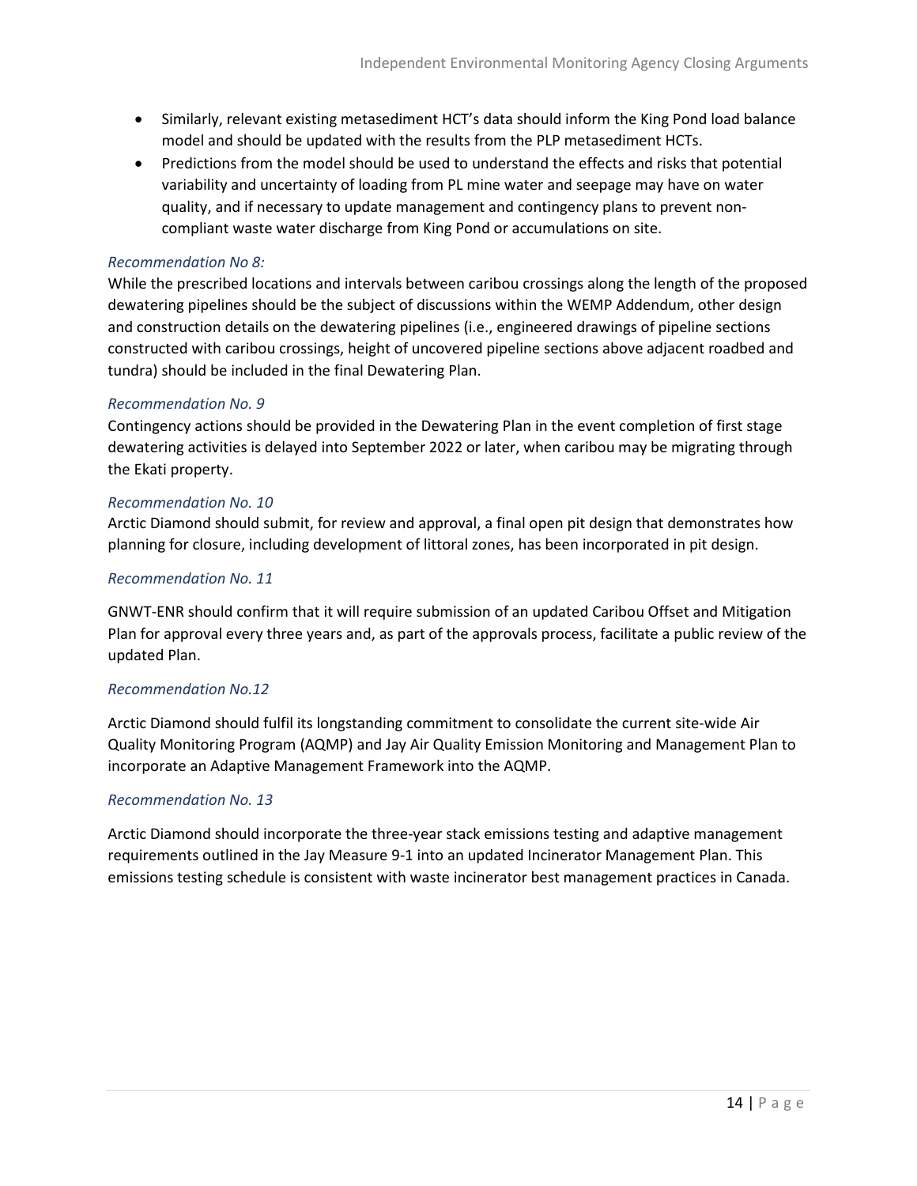- Similarly, relevant existing metasediment HCT's data should inform the King Pond load balance model and should be updated with the results from the PLP metasediment HCTs.
- Predictions from the model should be used to understand the effects and risks that potential variability and uncertainty of loading from PL mine water and seepage may have on water quality, and if necessary to update management and contingency plans to prevent non-compliant waste water discharge from King Pond or accumulations on site.

*Recommendation No 8:*

While the prescribed locations and intervals between caribou crossings along the length of the proposed dewatering pipelines should be the subject of discussions within the WEMP Addendum, other design and construction details on the dewatering pipelines (i.e., engineered drawings of pipeline sections constructed with caribou crossings, height of uncovered pipeline sections above adjacent roadbed and tundra) should be included in the final Dewatering Plan.

*Recommendation No. 9*

Contingency actions should be provided in the Dewatering Plan in the event completion of first stage dewatering activities is delayed into September 2022 or later, when caribou may be migrating through the Ekati property.

*Recommendation No. 10*

Arctic Diamond should submit, for review and approval, a final open pit design that demonstrates how planning for closure, including development of littoral zones, has been incorporated in pit design.

*Recommendation No. 11*

GNWT-ENR should confirm that it will require submission of an updated Caribou Offset and Mitigation Plan for approval every three years and, as part of the approvals process, facilitate a public review of the updated Plan.

*Recommendation No.12*

Arctic Diamond should fulfil its longstanding commitment to consolidate the current site-wide Air Quality Monitoring Program (AQMP) and Jay Air Quality Emission Monitoring and Management Plan to incorporate an Adaptive Management Framework into the AQMP.

*Recommendation No. 13*

Arctic Diamond should incorporate the three-year stack emissions testing and adaptive management requirements outlined in the Jay Measure 9-1 into an updated Incinerator Management Plan. This emissions testing schedule is consistent with waste incinerator best management practices in Canada.